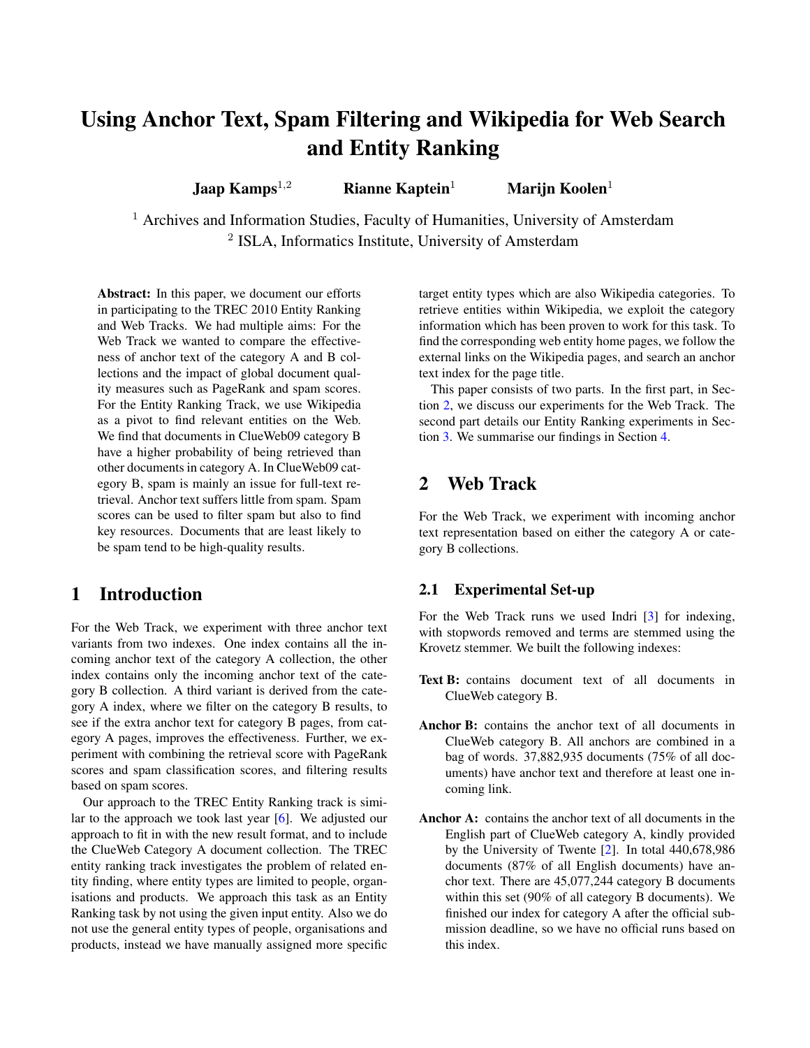# Using Anchor Text, Spam Filtering and Wikipedia for Web Search and Entity Ranking

**Jaap Kamps**[1,2] **Rianne Kaptein**[1] **Marijn Koolen**[1]

[1] Archives and Information Studies, Faculty of Humanities, University of Amsterdam
[2] ISLA, Informatics Institute, University of Amsterdam

**Abstract:** In this paper, we document our efforts in participating to the TREC 2010 Entity Ranking and Web Tracks. We had multiple aims: For the Web Track we wanted to compare the effectiveness of anchor text of the category A and B collections and the impact of global document quality measures such as PageRank and spam scores. For the Entity Ranking Track, we use Wikipedia as a pivot to find relevant entities on the Web. We find that documents in ClueWeb09 category B have a higher probability of being retrieved than other documents in category A. In ClueWeb09 category B, spam is mainly an issue for full-text retrieval. Anchor text suffers little from spam. Spam scores can be used to filter spam but also to find key resources. Documents that are least likely to be spam tend to be high-quality results.

## 1 Introduction

For the Web Track, we experiment with three anchor text variants from two indexes. One index contains all the incoming anchor text of the category A collection, the other index contains only the incoming anchor text of the category B collection. A third variant is derived from the category A index, where we filter on the category B results, to see if the extra anchor text for category B pages, from category A pages, improves the effectiveness. Further, we experiment with combining the retrieval score with PageRank scores and spam classification scores, and filtering results based on spam scores.

Our approach to the TREC Entity Ranking track is similar to the approach we took last year [6]. We adjusted our approach to fit in with the new result format, and to include the ClueWeb Category A document collection. The TREC entity ranking track investigates the problem of related entity finding, where entity types are limited to people, organisations and products. We approach this task as an Entity Ranking task by not using the given input entity. Also we do not use the general entity types of people, organisations and products, instead we have manually assigned more specific target entity types which are also Wikipedia categories. To retrieve entities within Wikipedia, we exploit the category information which has been proven to work for this task. To find the corresponding web entity home pages, we follow the external links on the Wikipedia pages, and search an anchor text index for the page title.

This paper consists of two parts. In the first part, in Section 2, we discuss our experiments for the Web Track. The second part details our Entity Ranking experiments in Section 3. We summarise our findings in Section 4.

## 2 Web Track

For the Web Track, we experiment with incoming anchor text representation based on either the category A or category B collections.

### 2.1 Experimental Set-up

For the Web Track runs we used Indri [3] for indexing, with stopwords removed and terms are stemmed using the Krovetz stemmer. We built the following indexes:

**Text B:** contains document text of all documents in ClueWeb category B.

**Anchor B:** contains the anchor text of all documents in ClueWeb category B. All anchors are combined in a bag of words. 37,882,935 documents (75% of all documents) have anchor text and therefore at least one incoming link.

**Anchor A:** contains the anchor text of all documents in the English part of ClueWeb category A, kindly provided by the University of Twente [2]. In total 440,678,986 documents (87% of all English documents) have anchor text. There are 45,077,244 category B documents within this set (90% of all category B documents). We finished our index for category A after the official submission deadline, so we have no official runs based on this index.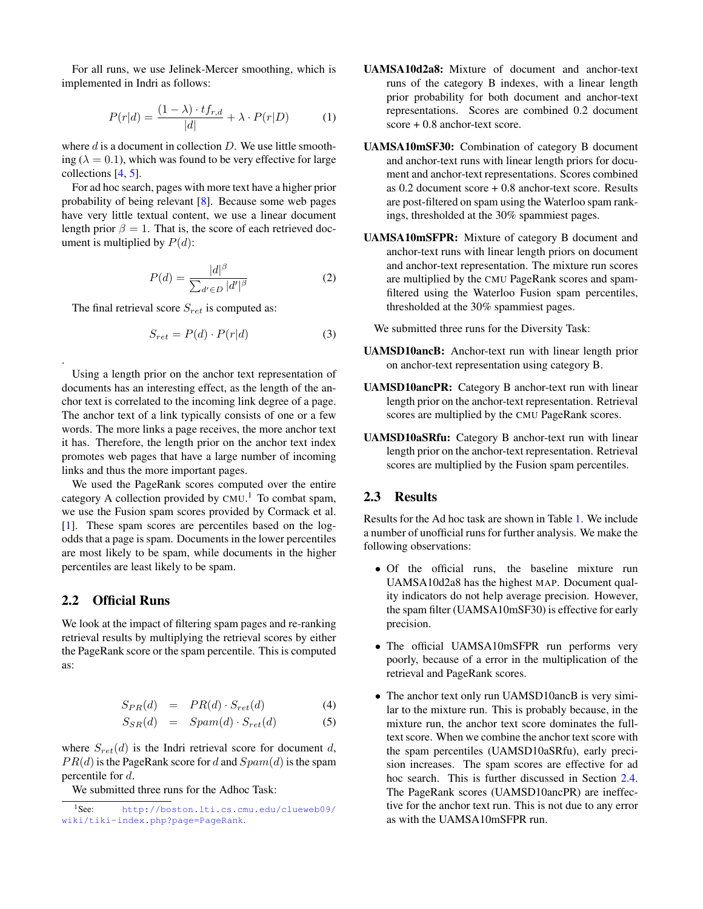For all runs, we use Jelinek-Mercer smoothing, which is implemented in Indri as follows:

$$P(r|d) = \frac{(1-\lambda) \cdot tf_{r,d}}{|d|} + \lambda \cdot P(r|D) \qquad (1)$$

where $d$ is a document in collection $D$. We use little smoothing ($\lambda = 0.1$), which was found to be very effective for large collections [4, 5].

For ad hoc search, pages with more text have a higher prior probability of being relevant [8]. Because some web pages have very little textual content, we use a linear document length prior $\beta = 1$. That is, the score of each retrieved document is multiplied by $P(d)$:

$$P(d) = \frac{|d|^\beta}{\sum_{d' \in D} |d'|^\beta} \qquad (2)$$

The final retrieval score $S_{ret}$ is computed as:

$$S_{ret} = P(d) \cdot P(r|d) \qquad (3)$$

.

Using a length prior on the anchor text representation of documents has an interesting effect, as the length of the anchor text is correlated to the incoming link degree of a page. The anchor text of a link typically consists of one or a few words. The more links a page receives, the more anchor text it has. Therefore, the length prior on the anchor text index promotes web pages that have a large number of incoming links and thus the more important pages.

We used the PageRank scores computed over the entire category A collection provided by CMU.[1] To combat spam, we use the Fusion spam scores provided by Cormack et al. [1]. These spam scores are percentiles based on the log-odds that a page is spam. Documents in the lower percentiles are most likely to be spam, while documents in the higher percentiles are least likely to be spam.

## 2.2 Official Runs

We look at the impact of filtering spam pages and re-ranking retrieval results by multiplying the retrieval scores by either the PageRank score or the spam percentile. This is computed as:

$$S_{PR}(d) = PR(d) \cdot S_{ret}(d) \qquad (4)$$

$$S_{SR}(d) = Spam(d) \cdot S_{ret}(d) \qquad (5)$$

where $S_{ret}(d)$ is the Indri retrieval score for document $d$, $PR(d)$ is the PageRank score for $d$ and $Spam(d)$ is the spam percentile for $d$.

We submitted three runs for the Adhoc Task:

**UAMSA10d2a8:** Mixture of document and anchor-text runs of the category B indexes, with a linear length prior probability for both document and anchor-text representations. Scores are combined 0.2 document score + 0.8 anchor-text score.

**UAMSA10mSF30:** Combination of category B document and anchor-text runs with linear length priors for document and anchor-text representations. Scores combined as 0.2 document score + 0.8 anchor-text score. Results are post-filtered on spam using the Waterloo spam rankings, thresholded at the 30% spammiest pages.

**UAMSA10mSFPR:** Mixture of category B document and anchor-text runs with linear length priors on document and anchor-text representation. The mixture run scores are multiplied by the CMU PageRank scores and spam-filtered using the Waterloo Fusion spam percentiles, thresholded at the 30% spammiest pages.

We submitted three runs for the Diversity Task:

**UAMSD10ancB:** Anchor-text run with linear length prior on anchor-text representation using category B.

**UAMSD10ancPR:** Category B anchor-text run with linear length prior on the anchor-text representation. Retrieval scores are multiplied by the CMU PageRank scores.

**UAMSD10aSRfu:** Category B anchor-text run with linear length prior on the anchor-text representation. Retrieval scores are multiplied by the Fusion spam percentiles.

## 2.3 Results

Results for the Ad hoc task are shown in Table 1. We include a number of unofficial runs for further analysis. We make the following observations:

- Of the official runs, the baseline mixture run UAMSA10d2a8 has the highest MAP. Document quality indicators do not help average precision. However, the spam filter (UAMSA10mSF30) is effective for early precision.
- The official UAMSA10mSFPR run performs very poorly, because of a error in the multiplication of the retrieval and PageRank scores.
- The anchor text only run UAMSD10ancB is very similar to the mixture run. This is probably because, in the mixture run, the anchor text score dominates the full-text score. When we combine the anchor text score with the spam percentiles (UAMSD10aSRfu), early precision increases. The spam scores are effective for ad hoc search. This is further discussed in Section 2.4. The PageRank scores (UAMSD10ancPR) are ineffective for the anchor text run. This is not due to any error as with the UAMSA10mSFPR run.

[1] See: http://boston.lti.cs.cmu.edu/clueweb09/wiki/tiki-index.php?page=PageRank.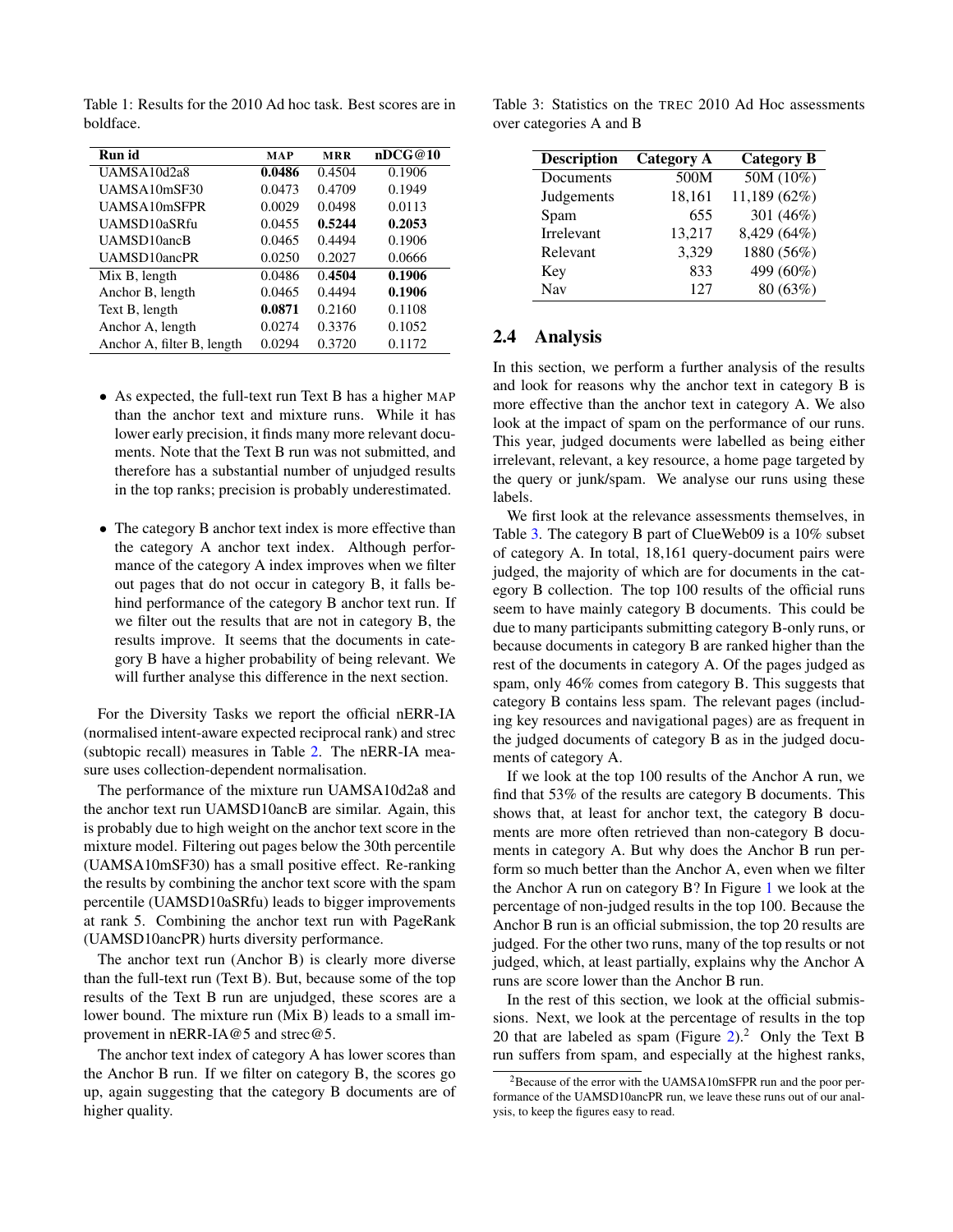Table 1: Results for the 2010 Ad hoc task. Best scores are in boldface.

| Run id | MAP | MRR | nDCG@10 |
|---|---|---|---|
| UAMSA10d2a8 | **0.0486** | 0.4504 | 0.1906 |
| UAMSA10mSF30 | 0.0473 | 0.4709 | 0.1949 |
| UAMSA10mSFPR | 0.0029 | 0.0498 | 0.0113 |
| UAMSD10aSRfu | 0.0455 | **0.5244** | **0.2053** |
| UAMSD10ancB | 0.0465 | 0.4494 | 0.1906 |
| UAMSD10ancPR | 0.0250 | 0.2027 | 0.0666 |
| Mix B, length | 0.0486 | **0.4504** | **0.1906** |
| Anchor B, length | 0.0465 | 0.4494 | **0.1906** |
| Text B, length | **0.0871** | 0.2160 | 0.1108 |
| Anchor A, length | 0.0274 | 0.3376 | 0.1052 |
| Anchor A, filter B, length | 0.0294 | 0.3720 | 0.1172 |

- As expected, the full-text run Text B has a higher MAP than the anchor text and mixture runs. While it has lower early precision, it finds many more relevant documents. Note that the Text B run was not submitted, and therefore has a substantial number of unjudged results in the top ranks; precision is probably underestimated.

- The category B anchor text index is more effective than the category A anchor text index. Although performance of the category A index improves when we filter out pages that do not occur in category B, it falls behind performance of the category B anchor text run. If we filter out the results that are not in category B, the results improve. It seems that the documents in category B have a higher probability of being relevant. We will further analyse this difference in the next section.

For the Diversity Tasks we report the official nERR-IA (normalised intent-aware expected reciprocal rank) and strec (subtopic recall) measures in Table 2. The nERR-IA measure uses collection-dependent normalisation.

The performance of the mixture run UAMSA10d2a8 and the anchor text run UAMSD10ancB are similar. Again, this is probably due to high weight on the anchor text score in the mixture model. Filtering out pages below the 30th percentile (UAMSA10mSF30) has a small positive effect. Re-ranking the results by combining the anchor text score with the spam percentile (UAMSD10aSRfu) leads to bigger improvements at rank 5. Combining the anchor text run with PageRank (UAMSD10ancPR) hurts diversity performance.

The anchor text run (Anchor B) is clearly more diverse than the full-text run (Text B). But, because some of the top results of the Text B run are unjudged, these scores are a lower bound. The mixture run (Mix B) leads to a small improvement in nERR-IA@5 and strec@5.

The anchor text index of category A has lower scores than the Anchor B run. If we filter on category B, the scores go up, again suggesting that the category B documents are of higher quality.

Table 3: Statistics on the TREC 2010 Ad Hoc assessments over categories A and B

| Description | Category A | Category B |
|---|---|---|
| Documents | 500M | 50M (10%) |
| Judgements | 18,161 | 11,189 (62%) |
| Spam | 655 | 301 (46%) |
| Irrelevant | 13,217 | 8,429 (64%) |
| Relevant | 3,329 | 1880 (56%) |
| Key | 833 | 499 (60%) |
| Nav | 127 | 80 (63%) |

## 2.4 Analysis

In this section, we perform a further analysis of the results and look for reasons why the anchor text in category B is more effective than the anchor text in category A. We also look at the impact of spam on the performance of our runs. This year, judged documents were labelled as being either irrelevant, relevant, a key resource, a home page targeted by the query or junk/spam. We analyse our runs using these labels.

We first look at the relevance assessments themselves, in Table 3. The category B part of ClueWeb09 is a 10% subset of category A. In total, 18,161 query-document pairs were judged, the majority of which are for documents in the category B collection. The top 100 results of the official runs seem to have mainly category B documents. This could be due to many participants submitting category B-only runs, or because documents in category B are ranked higher than the rest of the documents in category A. Of the pages judged as spam, only 46% comes from category B. This suggests that category B contains less spam. The relevant pages (including key resources and navigational pages) are as frequent in the judged documents of category B as in the judged documents of category A.

If we look at the top 100 results of the Anchor A run, we find that 53% of the results are category B documents. This shows that, at least for anchor text, the category B documents are more often retrieved than non-category B documents in category A. But why does the Anchor B run perform so much better than the Anchor A, even when we filter the Anchor A run on category B? In Figure 1 we look at the percentage of non-judged results in the top 100. Because the Anchor B run is an official submission, the top 20 results are judged. For the other two runs, many of the top results or not judged, which, at least partially, explains why the Anchor A runs are score lower than the Anchor B run.

In the rest of this section, we look at the official submissions. Next, we look at the percentage of results in the top 20 that are labeled as spam (Figure 2).[2] Only the Text B run suffers from spam, and especially at the highest ranks,

[2] Because of the error with the UAMSA10mSFPR run and the poor performance of the UAMSD10ancPR run, we leave these runs out of our analysis, to keep the figures easy to read.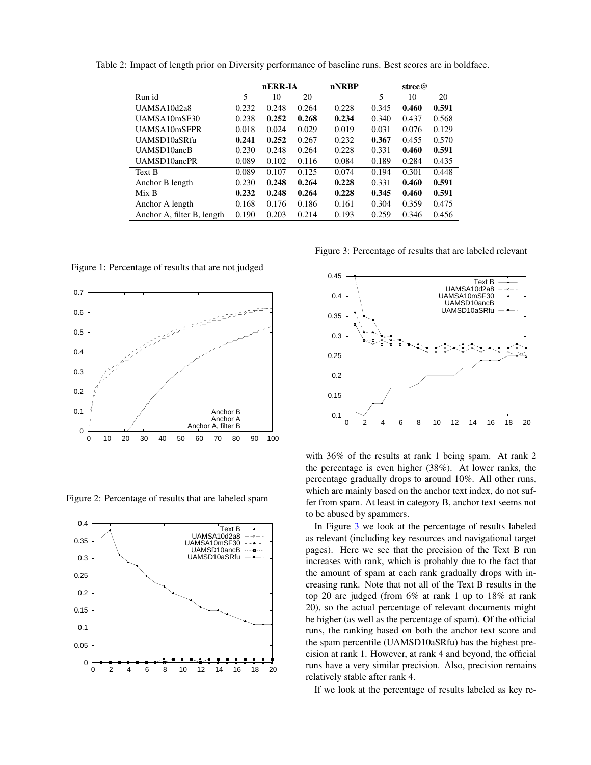Table 2: Impact of length prior on Diversity performance of baseline runs. Best scores are in boldface.

| | nERR-IA | | | nNRBP | strec@ | | |
|---|---|---|---|---|---|---|---|
| Run id | 5 | 10 | 20 | | 5 | 10 | 20 |
| UAMSA10d2a8 | 0.232 | 0.248 | 0.264 | 0.228 | 0.345 | **0.460** | **0.591** |
| UAMSA10mSF30 | 0.238 | **0.252** | **0.268** | **0.234** | 0.340 | 0.437 | 0.568 |
| UAMSA10mSFPR | 0.018 | 0.024 | 0.029 | 0.019 | 0.031 | 0.076 | 0.129 |
| UAMSD10aSRfu | **0.241** | **0.252** | 0.267 | 0.232 | **0.367** | 0.455 | 0.570 |
| UAMSD10ancB | 0.230 | 0.248 | 0.264 | 0.228 | 0.331 | **0.460** | **0.591** |
| UAMSD10ancPR | 0.089 | 0.102 | 0.116 | 0.084 | 0.189 | 0.284 | 0.435 |
| Text B | 0.089 | 0.107 | 0.125 | 0.074 | 0.194 | 0.301 | 0.448 |
| Anchor B length | 0.230 | **0.248** | **0.264** | **0.228** | 0.331 | **0.460** | **0.591** |
| Mix B | **0.232** | **0.248** | **0.264** | **0.228** | **0.345** | **0.460** | **0.591** |
| Anchor A length | 0.168 | 0.176 | 0.186 | 0.161 | 0.304 | 0.359 | 0.475 |
| Anchor A, filter B, length | 0.190 | 0.203 | 0.214 | 0.193 | 0.259 | 0.346 | 0.456 |

Figure 1: Percentage of results that are not judged

Figure 2: Percentage of results that are labeled spam

Figure 3: Percentage of results that are labeled relevant

with 36% of the results at rank 1 being spam. At rank 2 the percentage is even higher (38%). At lower ranks, the percentage gradually drops to around 10%. All other runs, which are mainly based on the anchor text index, do not suffer from spam. At least in category B, anchor text seems not to be abused by spammers.

In Figure 3 we look at the percentage of results labeled as relevant (including key resources and navigational target pages). Here we see that the precision of the Text B run increases with rank, which is probably due to the fact that the amount of spam at each rank gradually drops with increasing rank. Note that not all of the Text B results in the top 20 are judged (from 6% at rank 1 up to 18% at rank 20), so the actual percentage of relevant documents might be higher (as well as the percentage of spam). Of the official runs, the ranking based on both the anchor text score and the spam percentile (UAMSD10aSRfu) has the highest precision at rank 1. However, at rank 4 and beyond, the official runs have a very similar precision. Also, precision remains relatively stable after rank 4.

If we look at the percentage of results labeled as key re-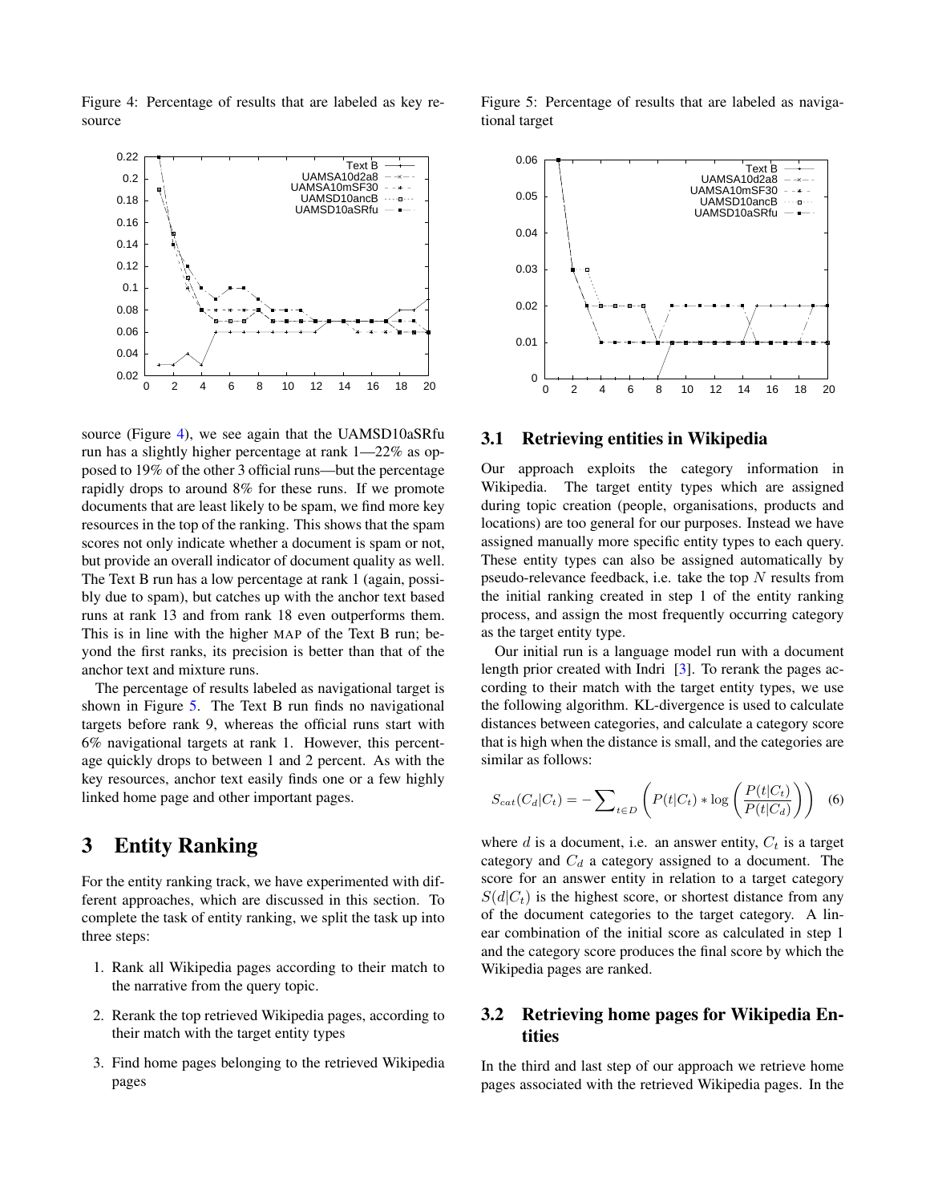Figure 4: Percentage of results that are labeled as key resource

Figure 5: Percentage of results that are labeled as navigational target

source (Figure 4), we see again that the UAMSD10aSRfu run has a slightly higher percentage at rank 1—22% as opposed to 19% of the other 3 official runs—but the percentage rapidly drops to around 8% for these runs. If we promote documents that are least likely to be spam, we find more key resources in the top of the ranking. This shows that the spam scores not only indicate whether a document is spam or not, but provide an overall indicator of document quality as well. The Text B run has a low percentage at rank 1 (again, possibly due to spam), but catches up with the anchor text based runs at rank 13 and from rank 18 even outperforms them. This is in line with the higher MAP of the Text B run; beyond the first ranks, its precision is better than that of the anchor text and mixture runs.

The percentage of results labeled as navigational target is shown in Figure 5. The Text B run finds no navigational targets before rank 9, whereas the official runs start with 6% navigational targets at rank 1. However, this percentage quickly drops to between 1 and 2 percent. As with the key resources, anchor text easily finds one or a few highly linked home page and other important pages.

# 3 Entity Ranking

For the entity ranking track, we have experimented with different approaches, which are discussed in this section. To complete the task of entity ranking, we split the task up into three steps:

1. Rank all Wikipedia pages according to their match to the narrative from the query topic.
2. Rerank the top retrieved Wikipedia pages, according to their match with the target entity types
3. Find home pages belonging to the retrieved Wikipedia pages

## 3.1 Retrieving entities in Wikipedia

Our approach exploits the category information in Wikipedia. The target entity types which are assigned during topic creation (people, organisations, products and locations) are too general for our purposes. Instead we have assigned manually more specific entity types to each query. These entity types can also be assigned automatically by pseudo-relevance feedback, i.e. take the top $N$ results from the initial ranking created in step 1 of the entity ranking process, and assign the most frequently occurring category as the target entity type.

Our initial run is a language model run with a document length prior created with Indri [3]. To rerank the pages according to their match with the target entity types, we use the following algorithm. KL-divergence is used to calculate distances between categories, and calculate a category score that is high when the distance is small, and the categories are similar as follows:

$$S_{cat}(C_d|C_t) = -\sum_{t \in D} \left( P(t|C_t) * \log \left( \frac{P(t|C_t)}{P(t|C_d)} \right) \right) \quad (6)$$

where $d$ is a document, i.e. an answer entity, $C_t$ is a target category and $C_d$ a category assigned to a document. The score for an answer entity in relation to a target category $S(d|C_t)$ is the highest score, or shortest distance from any of the document categories to the target category. A linear combination of the initial score as calculated in step 1 and the category score produces the final score by which the Wikipedia pages are ranked.

## 3.2 Retrieving home pages for Wikipedia Entities

In the third and last step of our approach we retrieve home pages associated with the retrieved Wikipedia pages. In the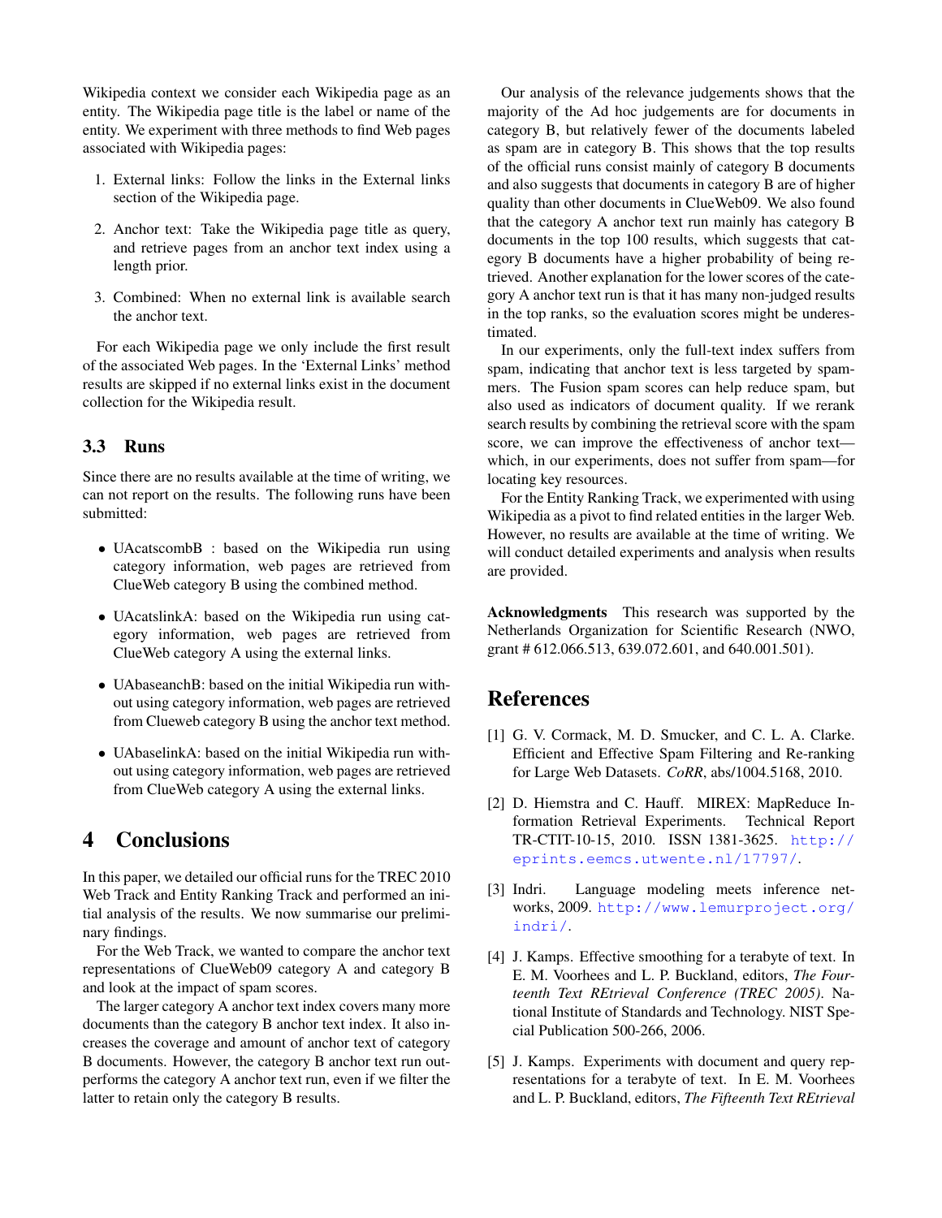Wikipedia context we consider each Wikipedia page as an entity. The Wikipedia page title is the label or name of the entity. We experiment with three methods to find Web pages associated with Wikipedia pages:

1. External links: Follow the links in the External links section of the Wikipedia page.
2. Anchor text: Take the Wikipedia page title as query, and retrieve pages from an anchor text index using a length prior.
3. Combined: When no external link is available search the anchor text.

For each Wikipedia page we only include the first result of the associated Web pages. In the 'External Links' method results are skipped if no external links exist in the document collection for the Wikipedia result.

### 3.3 Runs

Since there are no results available at the time of writing, we can not report on the results. The following runs have been submitted:

- UAcatscombB : based on the Wikipedia run using category information, web pages are retrieved from ClueWeb category B using the combined method.
- UAcatslinkA: based on the Wikipedia run using category information, web pages are retrieved from ClueWeb category A using the external links.
- UAbaseanchB: based on the initial Wikipedia run without using category information, web pages are retrieved from Clueweb category B using the anchor text method.
- UAbaselinkA: based on the initial Wikipedia run without using category information, web pages are retrieved from ClueWeb category A using the external links.

## 4 Conclusions

In this paper, we detailed our official runs for the TREC 2010 Web Track and Entity Ranking Track and performed an initial analysis of the results. We now summarise our preliminary findings.

For the Web Track, we wanted to compare the anchor text representations of ClueWeb09 category A and category B and look at the impact of spam scores.

The larger category A anchor text index covers many more documents than the category B anchor text index. It also increases the coverage and amount of anchor text of category B documents. However, the category B anchor text run outperforms the category A anchor text run, even if we filter the latter to retain only the category B results.

Our analysis of the relevance judgements shows that the majority of the Ad hoc judgements are for documents in category B, but relatively fewer of the documents labeled as spam are in category B. This shows that the top results of the official runs consist mainly of category B documents and also suggests that documents in category B are of higher quality than other documents in ClueWeb09. We also found that the category A anchor text run mainly has category B documents in the top 100 results, which suggests that category B documents have a higher probability of being retrieved. Another explanation for the lower scores of the category A anchor text run is that it has many non-judged results in the top ranks, so the evaluation scores might be underestimated.

In our experiments, only the full-text index suffers from spam, indicating that anchor text is less targeted by spammers. The Fusion spam scores can help reduce spam, but also used as indicators of document quality. If we rerank search results by combining the retrieval score with the spam score, we can improve the effectiveness of anchor text—which, in our experiments, does not suffer from spam—for locating key resources.

For the Entity Ranking Track, we experimented with using Wikipedia as a pivot to find related entities in the larger Web. However, no results are available at the time of writing. We will conduct detailed experiments and analysis when results are provided.

**Acknowledgments** This research was supported by the Netherlands Organization for Scientific Research (NWO, grant # 612.066.513, 639.072.601, and 640.001.501).

## References

[1] G. V. Cormack, M. D. Smucker, and C. L. A. Clarke. Efficient and Effective Spam Filtering and Re-ranking for Large Web Datasets. *CoRR*, abs/1004.5168, 2010.

[2] D. Hiemstra and C. Hauff. MIREX: MapReduce Information Retrieval Experiments. Technical Report TR-CTIT-10-15, 2010. ISSN 1381-3625. http://eprints.eemcs.utwente.nl/17797/.

[3] Indri. Language modeling meets inference networks, 2009. http://www.lemurproject.org/indri/.

[4] J. Kamps. Effective smoothing for a terabyte of text. In E. M. Voorhees and L. P. Buckland, editors, *The Fourteenth Text REtrieval Conference (TREC 2005)*. National Institute of Standards and Technology. NIST Special Publication 500-266, 2006.

[5] J. Kamps. Experiments with document and query representations for a terabyte of text. In E. M. Voorhees and L. P. Buckland, editors, *The Fifteenth Text REtrieval*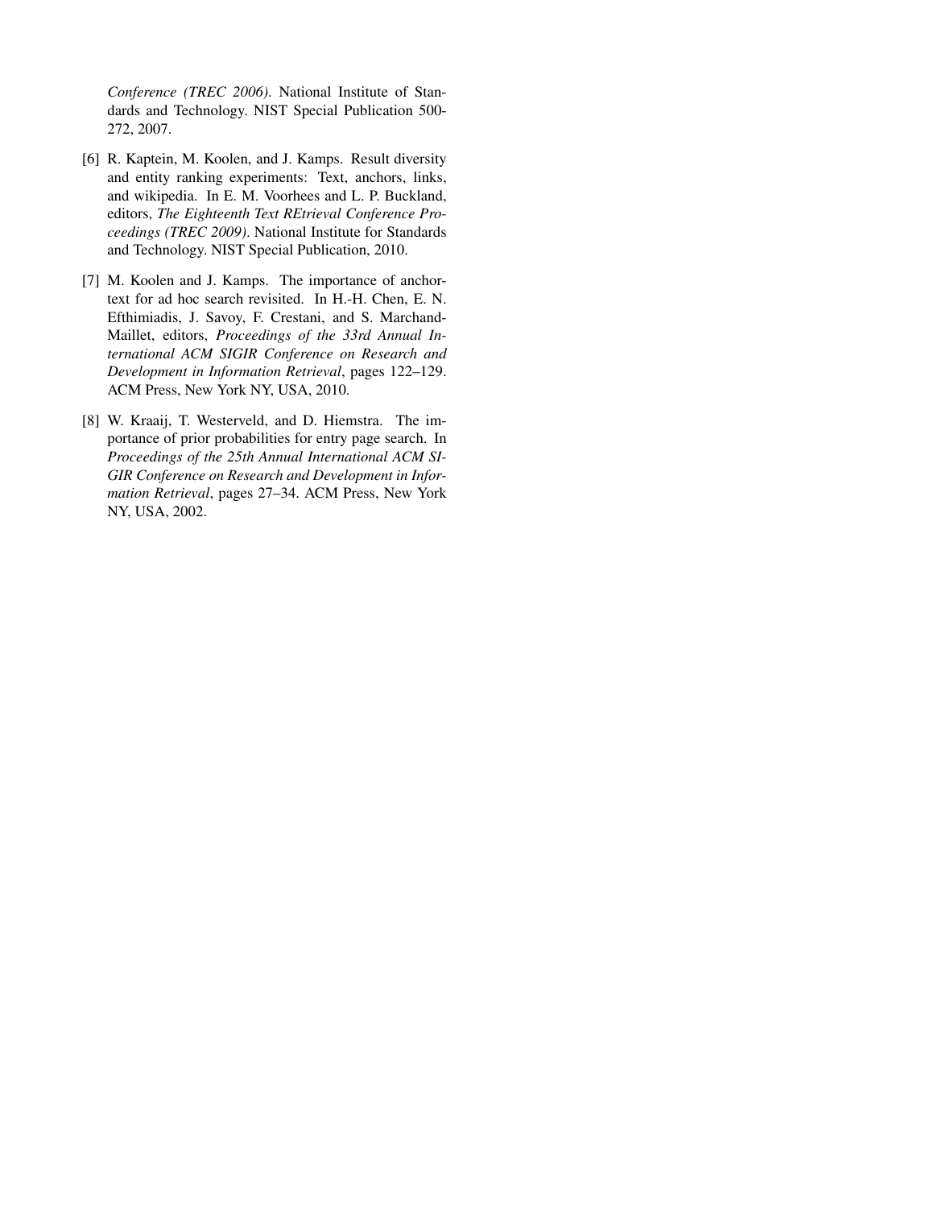*Conference (TREC 2006)*. National Institute of Standards and Technology. NIST Special Publication 500-272, 2007.

[6] R. Kaptein, M. Koolen, and J. Kamps. Result diversity and entity ranking experiments: Text, anchors, links, and wikipedia. In E. M. Voorhees and L. P. Buckland, editors, *The Eighteenth Text REtrieval Conference Proceedings (TREC 2009)*. National Institute for Standards and Technology. NIST Special Publication, 2010.

[7] M. Koolen and J. Kamps. The importance of anchor-text for ad hoc search revisited. In H.-H. Chen, E. N. Efthimiadis, J. Savoy, F. Crestani, and S. Marchand-Maillet, editors, *Proceedings of the 33rd Annual International ACM SIGIR Conference on Research and Development in Information Retrieval*, pages 122–129. ACM Press, New York NY, USA, 2010.

[8] W. Kraaij, T. Westerveld, and D. Hiemstra. The importance of prior probabilities for entry page search. In *Proceedings of the 25th Annual International ACM SIGIR Conference on Research and Development in Information Retrieval*, pages 27–34. ACM Press, New York NY, USA, 2002.